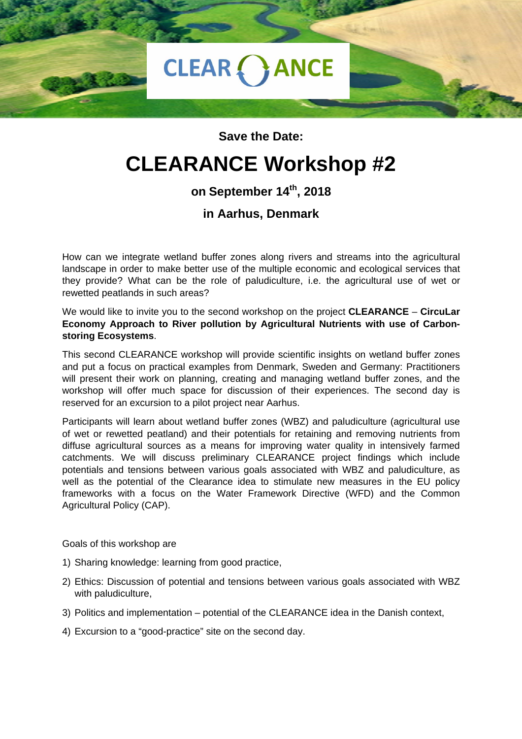CLEARANCE

**Save the Date:**

# CLEARANCE Workshop #2

**on September 14th, 2018**

**in Aarhus, Denmark**

How can we integrate wetland buffer zones along rivers and streams into the agricultural landscape in order to make better use of the multiple economic and ecological services that they provide? What can be the role of paludiculture, i.e. the agricultural use of wet or rewetted peatlands in such areas?

We would like to invite you to the second workshop on the project **CLEARANCE** – **CircuLar Economy Approach to River pollution by Agricultural Nutrients with use of Carbon-storing Ecosystems**.

This second CLEARANCE workshop will provide scientific insights on wetland buffer zones and put a focus on practical examples from Denmark, Sweden and Germany: Practitioners will present their work on planning, creating and managing wetland buffer zones, and the workshop will offer much space for discussion of their experiences. The second day is reserved for an excursion to a pilot project near Aarhus.

Participants will learn about wetland buffer zones (WBZ) and paludiculture (agricultural use of wet or rewetted peatland) and their potentials for retaining and removing nutrients from diffuse agricultural sources as a means for improving water quality in intensively farmed catchments. We will discuss preliminary CLEARANCE project findings which include potentials and tensions between various goals associated with WBZ and paludiculture, as well as the potential of the Clearance idea to stimulate new measures in the EU policy frameworks with a focus on the Water Framework Directive (WFD) and the Common Agricultural Policy (CAP).

Goals of this workshop are

1) Sharing knowledge: learning from good practice,
2) Ethics: Discussion of potential and tensions between various goals associated with WBZ with paludiculture,
3) Politics and implementation – potential of the CLEARANCE idea in the Danish context,
4) Excursion to a "good-practice" site on the second day.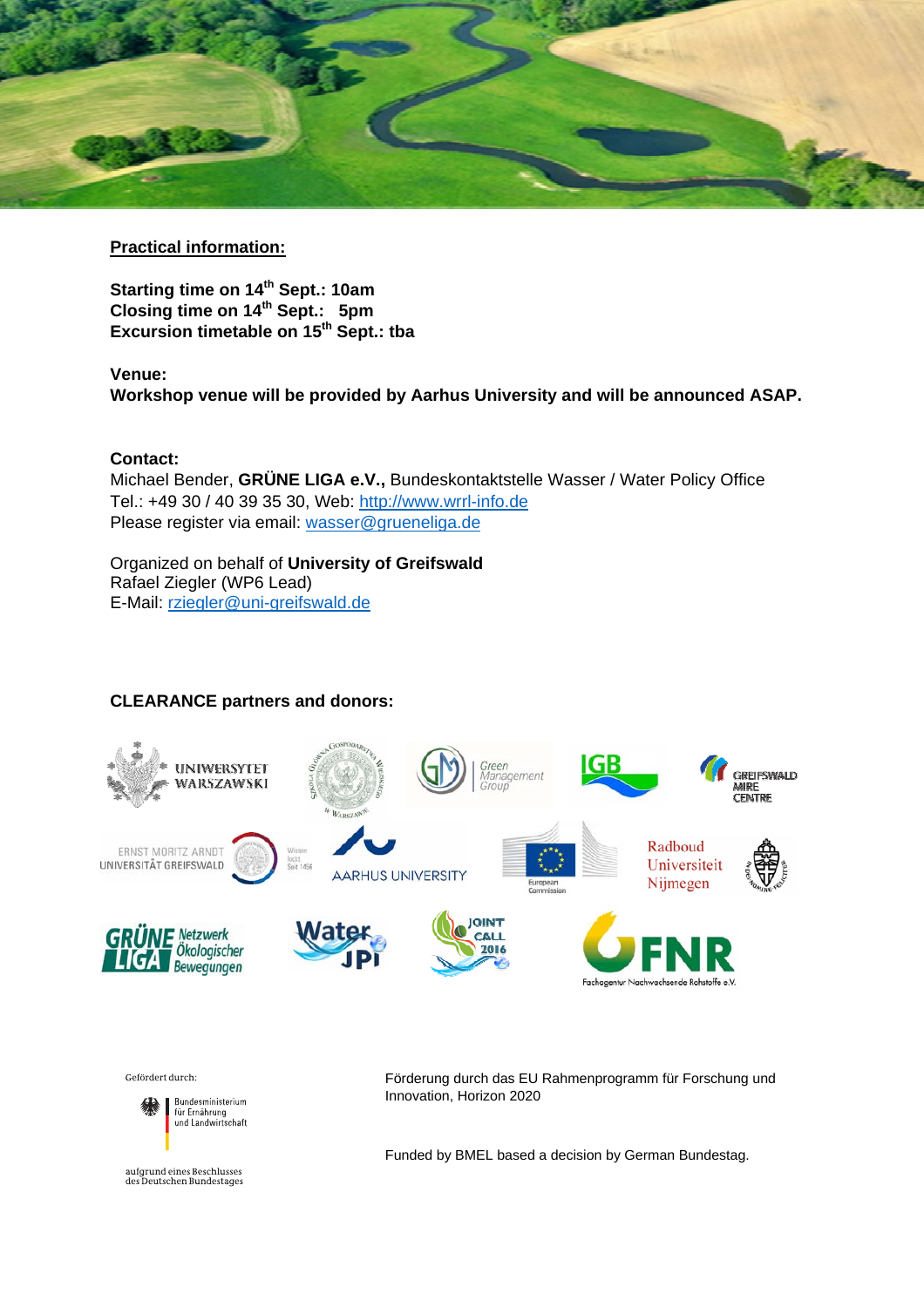**Practical information:**

**Starting time on 14th Sept.: 10am**
**Closing time on 14th Sept.: 5pm**
**Excursion timetable on 15th Sept.: tba**

**Venue:**
**Workshop venue will be provided by Aarhus University and will be announced ASAP.**

**Contact:**
Michael Bender, **GRÜNE LIGA e.V.,** Bundeskontaktstelle Wasser / Water Policy Office
Tel.: +49 30 / 40 39 35 30, Web: http://www.wrrl-info.de
Please register via email: wasser@grueneliga.de

Organized on behalf of **University of Greifswald**
Rafael Ziegler (WP6 Lead)
E-Mail: rziegler@uni-greifswald.de

**CLEARANCE partners and donors:**

Gefördert durch:

Bundesministerium für Ernährung und Landwirtschaft

aufgrund eines Beschlusses des Deutschen Bundestages

Förderung durch das EU Rahmenprogramm für Forschung und Innovation, Horizon 2020

Funded by BMEL based a decision by German Bundestag.